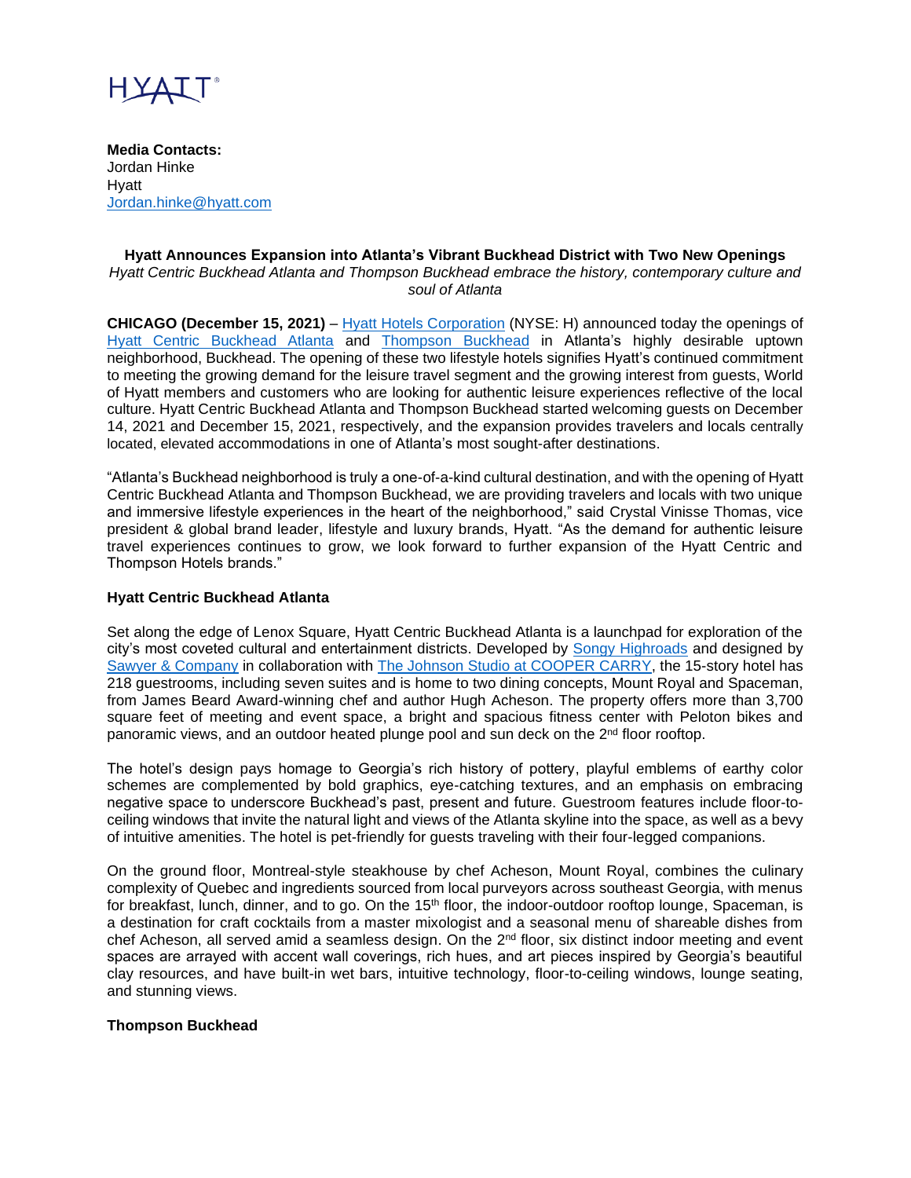HYATT

**Media Contacts:**
Jordan Hinke
Hyatt
Jordan.hinke@hyatt.com

## Hyatt Announces Expansion into Atlanta's Vibrant Buckhead District with Two New Openings

*Hyatt Centric Buckhead Atlanta and Thompson Buckhead embrace the history, contemporary culture and soul of Atlanta*

**CHICAGO (December 15, 2021)** – Hyatt Hotels Corporation (NYSE: H) announced today the openings of Hyatt Centric Buckhead Atlanta and Thompson Buckhead in Atlanta's highly desirable uptown neighborhood, Buckhead. The opening of these two lifestyle hotels signifies Hyatt's continued commitment to meeting the growing demand for the leisure travel segment and the growing interest from guests, World of Hyatt members and customers who are looking for authentic leisure experiences reflective of the local culture. Hyatt Centric Buckhead Atlanta and Thompson Buckhead started welcoming guests on December 14, 2021 and December 15, 2021, respectively, and the expansion provides travelers and locals centrally located, elevated accommodations in one of Atlanta's most sought-after destinations.

"Atlanta's Buckhead neighborhood is truly a one-of-a-kind cultural destination, and with the opening of Hyatt Centric Buckhead Atlanta and Thompson Buckhead, we are providing travelers and locals with two unique and immersive lifestyle experiences in the heart of the neighborhood," said Crystal Vinisse Thomas, vice president & global brand leader, lifestyle and luxury brands, Hyatt. "As the demand for authentic leisure travel experiences continues to grow, we look forward to further expansion of the Hyatt Centric and Thompson Hotels brands."

### Hyatt Centric Buckhead Atlanta

Set along the edge of Lenox Square, Hyatt Centric Buckhead Atlanta is a launchpad for exploration of the city's most coveted cultural and entertainment districts. Developed by Songy Highroads and designed by Sawyer & Company in collaboration with The Johnson Studio at COOPER CARRY, the 15-story hotel has 218 guestrooms, including seven suites and is home to two dining concepts, Mount Royal and Spaceman, from James Beard Award-winning chef and author Hugh Acheson. The property offers more than 3,700 square feet of meeting and event space, a bright and spacious fitness center with Peloton bikes and panoramic views, and an outdoor heated plunge pool and sun deck on the 2nd floor rooftop.

The hotel's design pays homage to Georgia's rich history of pottery, playful emblems of earthy color schemes are complemented by bold graphics, eye-catching textures, and an emphasis on embracing negative space to underscore Buckhead's past, present and future. Guestroom features include floor-to-ceiling windows that invite the natural light and views of the Atlanta skyline into the space, as well as a bevy of intuitive amenities. The hotel is pet-friendly for guests traveling with their four-legged companions.

On the ground floor, Montreal-style steakhouse by chef Acheson, Mount Royal, combines the culinary complexity of Quebec and ingredients sourced from local purveyors across southeast Georgia, with menus for breakfast, lunch, dinner, and to go. On the 15th floor, the indoor-outdoor rooftop lounge, Spaceman, is a destination for craft cocktails from a master mixologist and a seasonal menu of shareable dishes from chef Acheson, all served amid a seamless design. On the 2nd floor, six distinct indoor meeting and event spaces are arrayed with accent wall coverings, rich hues, and art pieces inspired by Georgia's beautiful clay resources, and have built-in wet bars, intuitive technology, floor-to-ceiling windows, lounge seating, and stunning views.

### Thompson Buckhead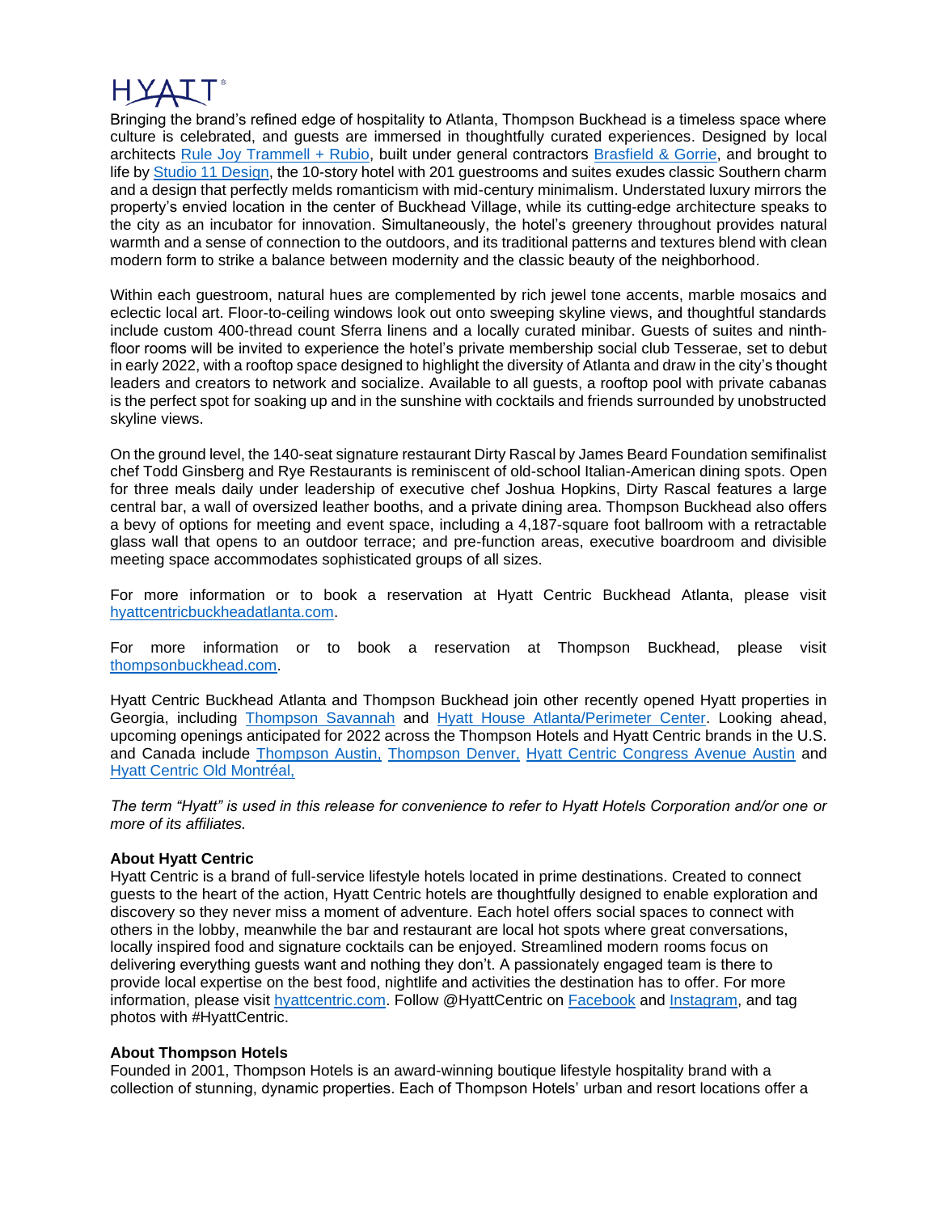HYATT

Bringing the brand's refined edge of hospitality to Atlanta, Thompson Buckhead is a timeless space where culture is celebrated, and guests are immersed in thoughtfully curated experiences. Designed by local architects Rule Joy Trammell + Rubio, built under general contractors Brasfield & Gorrie, and brought to life by Studio 11 Design, the 10-story hotel with 201 guestrooms and suites exudes classic Southern charm and a design that perfectly melds romanticism with mid-century minimalism. Understated luxury mirrors the property's envied location in the center of Buckhead Village, while its cutting-edge architecture speaks to the city as an incubator for innovation. Simultaneously, the hotel's greenery throughout provides natural warmth and a sense of connection to the outdoors, and its traditional patterns and textures blend with clean modern form to strike a balance between modernity and the classic beauty of the neighborhood.

Within each guestroom, natural hues are complemented by rich jewel tone accents, marble mosaics and eclectic local art. Floor-to-ceiling windows look out onto sweeping skyline views, and thoughtful standards include custom 400-thread count Sferra linens and a locally curated minibar. Guests of suites and ninth-floor rooms will be invited to experience the hotel's private membership social club Tesserae, set to debut in early 2022, with a rooftop space designed to highlight the diversity of Atlanta and draw in the city's thought leaders and creators to network and socialize. Available to all guests, a rooftop pool with private cabanas is the perfect spot for soaking up and in the sunshine with cocktails and friends surrounded by unobstructed skyline views.

On the ground level, the 140-seat signature restaurant Dirty Rascal by James Beard Foundation semifinalist chef Todd Ginsberg and Rye Restaurants is reminiscent of old-school Italian-American dining spots. Open for three meals daily under leadership of executive chef Joshua Hopkins, Dirty Rascal features a large central bar, a wall of oversized leather booths, and a private dining area. Thompson Buckhead also offers a bevy of options for meeting and event space, including a 4,187-square foot ballroom with a retractable glass wall that opens to an outdoor terrace; and pre-function areas, executive boardroom and divisible meeting space accommodates sophisticated groups of all sizes.

For more information or to book a reservation at Hyatt Centric Buckhead Atlanta, please visit hyattcentricbuckheadatlanta.com.

For more information or to book a reservation at Thompson Buckhead, please visit thompsonbuckhead.com.

Hyatt Centric Buckhead Atlanta and Thompson Buckhead join other recently opened Hyatt properties in Georgia, including Thompson Savannah and Hyatt House Atlanta/Perimeter Center. Looking ahead, upcoming openings anticipated for 2022 across the Thompson Hotels and Hyatt Centric brands in the U.S. and Canada include Thompson Austin, Thompson Denver, Hyatt Centric Congress Avenue Austin and Hyatt Centric Old Montréal,

*The term "Hyatt" is used in this release for convenience to refer to Hyatt Hotels Corporation and/or one or more of its affiliates.*

**About Hyatt Centric**

Hyatt Centric is a brand of full-service lifestyle hotels located in prime destinations. Created to connect guests to the heart of the action, Hyatt Centric hotels are thoughtfully designed to enable exploration and discovery so they never miss a moment of adventure. Each hotel offers social spaces to connect with others in the lobby, meanwhile the bar and restaurant are local hot spots where great conversations, locally inspired food and signature cocktails can be enjoyed. Streamlined modern rooms focus on delivering everything guests want and nothing they don't. A passionately engaged team is there to provide local expertise on the best food, nightlife and activities the destination has to offer. For more information, please visit hyattcentric.com. Follow @HyattCentric on Facebook and Instagram, and tag photos with #HyattCentric.

**About Thompson Hotels**

Founded in 2001, Thompson Hotels is an award-winning boutique lifestyle hospitality brand with a collection of stunning, dynamic properties. Each of Thompson Hotels' urban and resort locations offer a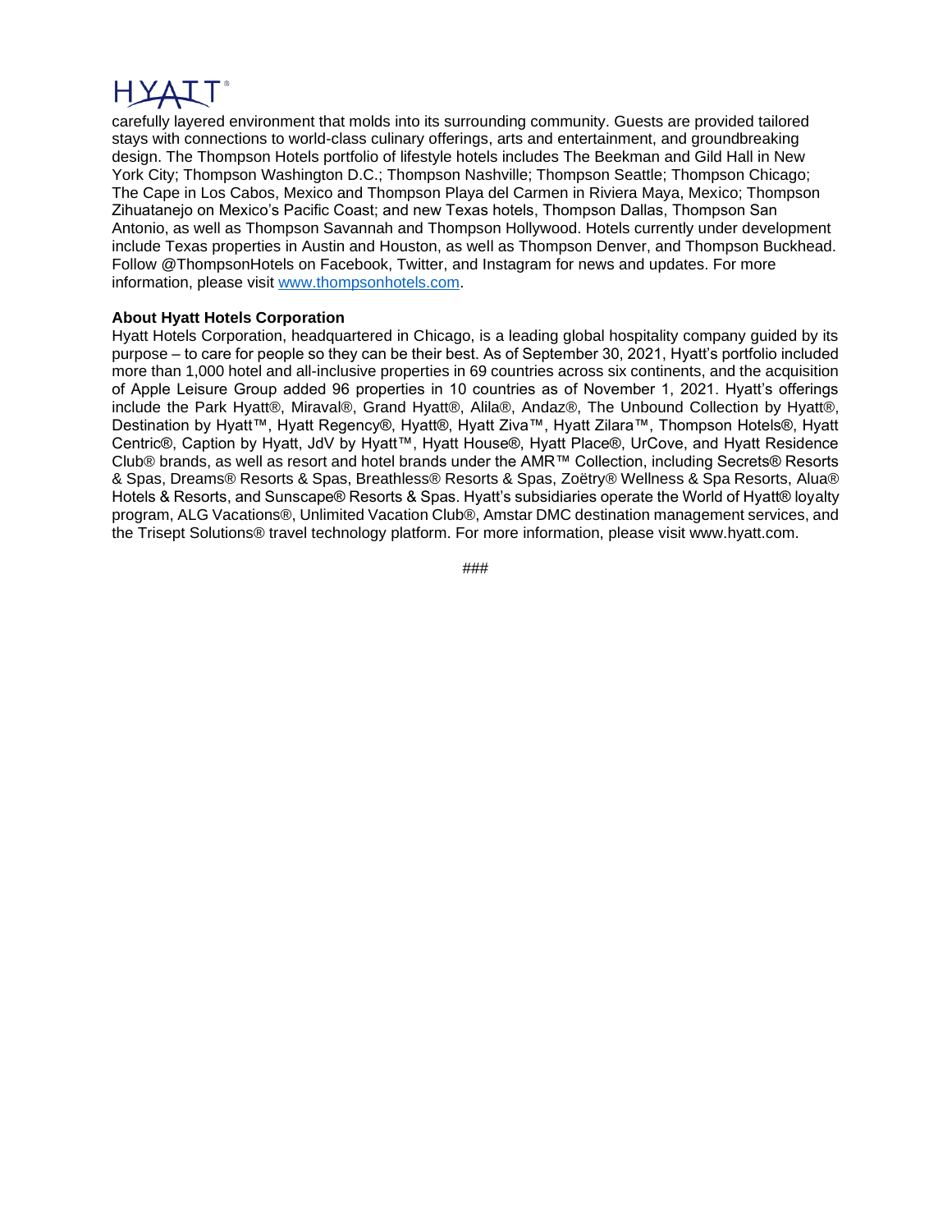carefully layered environment that molds into its surrounding community. Guests are provided tailored stays with connections to world-class culinary offerings, arts and entertainment, and groundbreaking design. The Thompson Hotels portfolio of lifestyle hotels includes The Beekman and Gild Hall in New York City; Thompson Washington D.C.; Thompson Nashville; Thompson Seattle; Thompson Chicago; The Cape in Los Cabos, Mexico and Thompson Playa del Carmen in Riviera Maya, Mexico; Thompson Zihuatanejo on Mexico's Pacific Coast; and new Texas hotels, Thompson Dallas, Thompson San Antonio, as well as Thompson Savannah and Thompson Hollywood. Hotels currently under development include Texas properties in Austin and Houston, as well as Thompson Denver, and Thompson Buckhead. Follow @ThompsonHotels on Facebook, Twitter, and Instagram for news and updates. For more information, please visit [www.thompsonhotels.com](http://www.thompsonhotels.com).

**About Hyatt Hotels Corporation**

Hyatt Hotels Corporation, headquartered in Chicago, is a leading global hospitality company guided by its purpose – to care for people so they can be their best. As of September 30, 2021, Hyatt's portfolio included more than 1,000 hotel and all-inclusive properties in 69 countries across six continents, and the acquisition of Apple Leisure Group added 96 properties in 10 countries as of November 1, 2021. Hyatt's offerings include the Park Hyatt®, Miraval®, Grand Hyatt®, Alila®, Andaz®, The Unbound Collection by Hyatt®, Destination by Hyatt™, Hyatt Regency®, Hyatt®, Hyatt Ziva™, Hyatt Zilara™, Thompson Hotels®, Hyatt Centric®, Caption by Hyatt, JdV by Hyatt™, Hyatt House®, Hyatt Place®, UrCove, and Hyatt Residence Club® brands, as well as resort and hotel brands under the AMR™ Collection, including Secrets® Resorts & Spas, Dreams® Resorts & Spas, Breathless® Resorts & Spas, Zoëtry® Wellness & Spa Resorts, Alua® Hotels & Resorts, and Sunscape® Resorts & Spas. Hyatt's subsidiaries operate the World of Hyatt® loyalty program, ALG Vacations®, Unlimited Vacation Club®, Amstar DMC destination management services, and the Trisept Solutions® travel technology platform. For more information, please visit www.hyatt.com.

###